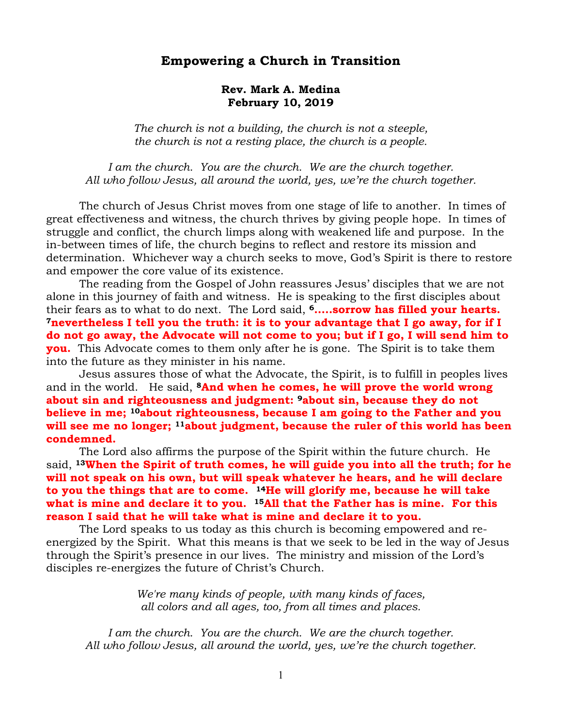# Empowering a Church in Transition

**Rev. Mark A. Medina**
**February 10, 2019**

*The church is not a building, the church is not a steeple,*
*the church is not a resting place, the church is a people.*

*I am the church. You are the church. We are the church together.*
*All who follow Jesus, all around the world, yes, we're the church together.*

The church of Jesus Christ moves from one stage of life to another. In times of great effectiveness and witness, the church thrives by giving people hope. In times of struggle and conflict, the church limps along with weakened life and purpose. In the in-between times of life, the church begins to reflect and restore its mission and determination. Whichever way a church seeks to move, God's Spirit is there to restore and empower the core value of its existence.

The reading from the Gospel of John reassures Jesus' disciples that we are not alone in this journey of faith and witness. He is speaking to the first disciples about their fears as to what to do next. The Lord said, **[6].....sorrow has filled your hearts. [7]nevertheless I tell you the truth: it is to your advantage that I go away, for if I do not go away, the Advocate will not come to you; but if I go, I will send him to you.** This Advocate comes to them only after he is gone. The Spirit is to take them into the future as they minister in his name.

Jesus assures those of what the Advocate, the Spirit, is to fulfill in peoples lives and in the world. He said, **[8]And when he comes, he will prove the world wrong about sin and righteousness and judgment: [9]about sin, because they do not believe in me; [10]about righteousness, because I am going to the Father and you will see me no longer; [11]about judgment, because the ruler of this world has been condemned.**

The Lord also affirms the purpose of the Spirit within the future church. He said, **[13]When the Spirit of truth comes, he will guide you into all the truth; for he will not speak on his own, but will speak whatever he hears, and he will declare to you the things that are to come. [14]He will glorify me, because he will take what is mine and declare it to you. [15]All that the Father has is mine. For this reason I said that he will take what is mine and declare it to you.**

The Lord speaks to us today as this church is becoming empowered and re-energized by the Spirit. What this means is that we seek to be led in the way of Jesus through the Spirit's presence in our lives. The ministry and mission of the Lord's disciples re-energizes the future of Christ's Church.

*We're many kinds of people, with many kinds of faces,*
*all colors and all ages, too, from all times and places.*

*I am the church. You are the church. We are the church together.*
*All who follow Jesus, all around the world, yes, we're the church together.*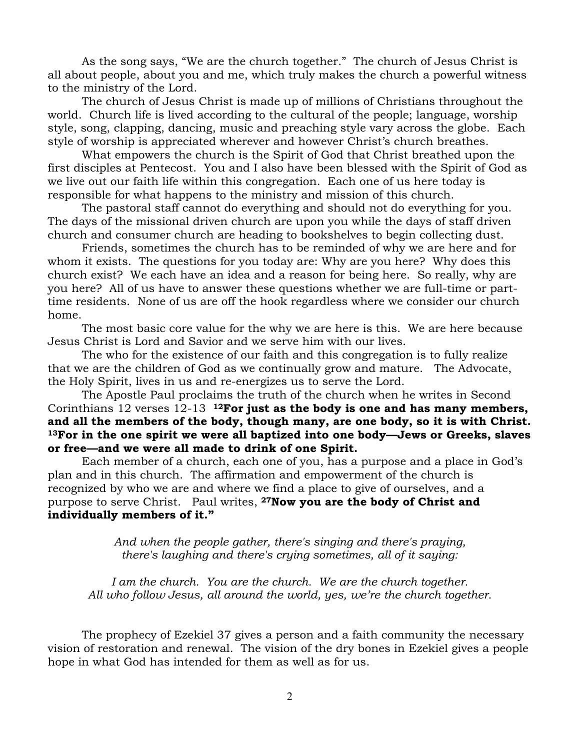As the song says, "We are the church together." The church of Jesus Christ is all about people, about you and me, which truly makes the church a powerful witness to the ministry of the Lord.

The church of Jesus Christ is made up of millions of Christians throughout the world. Church life is lived according to the cultural of the people; language, worship style, song, clapping, dancing, music and preaching style vary across the globe. Each style of worship is appreciated wherever and however Christ's church breathes.

What empowers the church is the Spirit of God that Christ breathed upon the first disciples at Pentecost. You and I also have been blessed with the Spirit of God as we live out our faith life within this congregation. Each one of us here today is responsible for what happens to the ministry and mission of this church.

The pastoral staff cannot do everything and should not do everything for you. The days of the missional driven church are upon you while the days of staff driven church and consumer church are heading to bookshelves to begin collecting dust.

Friends, sometimes the church has to be reminded of why we are here and for whom it exists. The questions for you today are: Why are you here? Why does this church exist? We each have an idea and a reason for being here. So really, why are you here? All of us have to answer these questions whether we are full-time or part-time residents. None of us are off the hook regardless where we consider our church home.

The most basic core value for the why we are here is this. We are here because Jesus Christ is Lord and Savior and we serve him with our lives.

The who for the existence of our faith and this congregation is to fully realize that we are the children of God as we continually grow and mature. The Advocate, the Holy Spirit, lives in us and re-energizes us to serve the Lord.

The Apostle Paul proclaims the truth of the church when he writes in Second Corinthians 12 verses 12-13 **12For just as the body is one and has many members, and all the members of the body, though many, are one body, so it is with Christ. 13For in the one spirit we were all baptized into one body—Jews or Greeks, slaves or free—and we were all made to drink of one Spirit.**

Each member of a church, each one of you, has a purpose and a place in God's plan and in this church. The affirmation and empowerment of the church is recognized by who we are and where we find a place to give of ourselves, and a purpose to serve Christ. Paul writes, **27Now you are the body of Christ and individually members of it."**

*And when the people gather, there's singing and there's praying,*
*there's laughing and there's crying sometimes, all of it saying:*

*I am the church. You are the church. We are the church together.*
*All who follow Jesus, all around the world, yes, we're the church together.*

The prophecy of Ezekiel 37 gives a person and a faith community the necessary vision of restoration and renewal. The vision of the dry bones in Ezekiel gives a people hope in what God has intended for them as well as for us.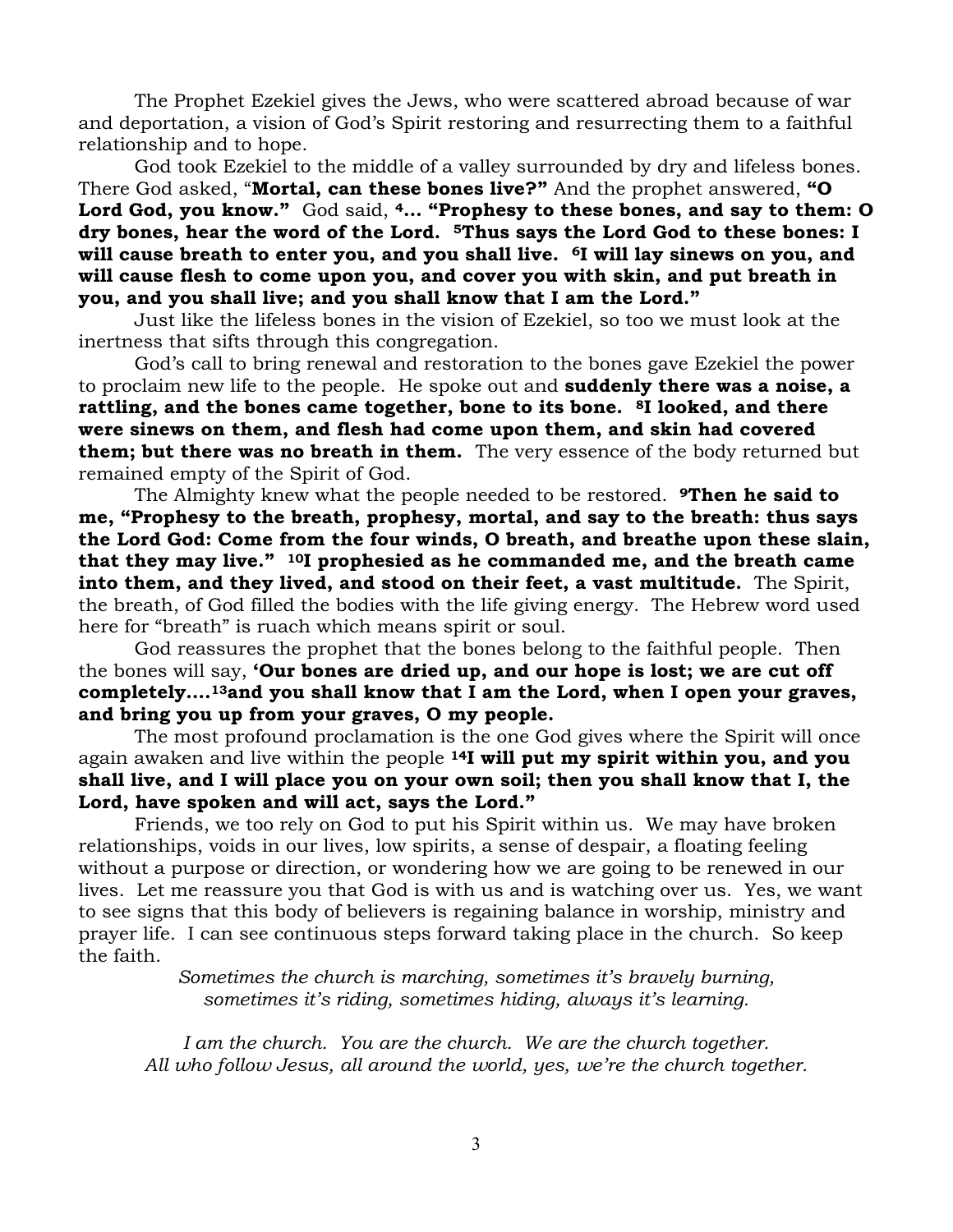The Prophet Ezekiel gives the Jews, who were scattered abroad because of war and deportation, a vision of God's Spirit restoring and resurrecting them to a faithful relationship and to hope.

God took Ezekiel to the middle of a valley surrounded by dry and lifeless bones. There God asked, "**Mortal, can these bones live?"** And the prophet answered, **"O Lord God, you know."** God said, **[4]... "Prophesy to these bones, and say to them: O dry bones, hear the word of the Lord. [5]Thus says the Lord God to these bones: I will cause breath to enter you, and you shall live. [6]I will lay sinews on you, and will cause flesh to come upon you, and cover you with skin, and put breath in you, and you shall live; and you shall know that I am the Lord."**

Just like the lifeless bones in the vision of Ezekiel, so too we must look at the inertness that sifts through this congregation.

God's call to bring renewal and restoration to the bones gave Ezekiel the power to proclaim new life to the people. He spoke out and **suddenly there was a noise, a rattling, and the bones came together, bone to its bone. [8]I looked, and there were sinews on them, and flesh had come upon them, and skin had covered them; but there was no breath in them.** The very essence of the body returned but remained empty of the Spirit of God.

The Almighty knew what the people needed to be restored. **[9]Then he said to me, "Prophesy to the breath, prophesy, mortal, and say to the breath: thus says the Lord God: Come from the four winds, O breath, and breathe upon these slain, that they may live." [10]I prophesied as he commanded me, and the breath came into them, and they lived, and stood on their feet, a vast multitude.** The Spirit, the breath, of God filled the bodies with the life giving energy. The Hebrew word used here for "breath" is ruach which means spirit or soul.

God reassures the prophet that the bones belong to the faithful people. Then the bones will say, **'Our bones are dried up, and our hope is lost; we are cut off completely....[13]and you shall know that I am the Lord, when I open your graves, and bring you up from your graves, O my people.**

The most profound proclamation is the one God gives where the Spirit will once again awaken and live within the people **[14]I will put my spirit within you, and you shall live, and I will place you on your own soil; then you shall know that I, the Lord, have spoken and will act, says the Lord."**

Friends, we too rely on God to put his Spirit within us. We may have broken relationships, voids in our lives, low spirits, a sense of despair, a floating feeling without a purpose or direction, or wondering how we are going to be renewed in our lives. Let me reassure you that God is with us and is watching over us. Yes, we want to see signs that this body of believers is regaining balance in worship, ministry and prayer life. I can see continuous steps forward taking place in the church. So keep the faith.

*Sometimes the church is marching, sometimes it's bravely burning,*
*sometimes it's riding, sometimes hiding, always it's learning.*

*I am the church. You are the church. We are the church together.*
*All who follow Jesus, all around the world, yes, we're the church together.*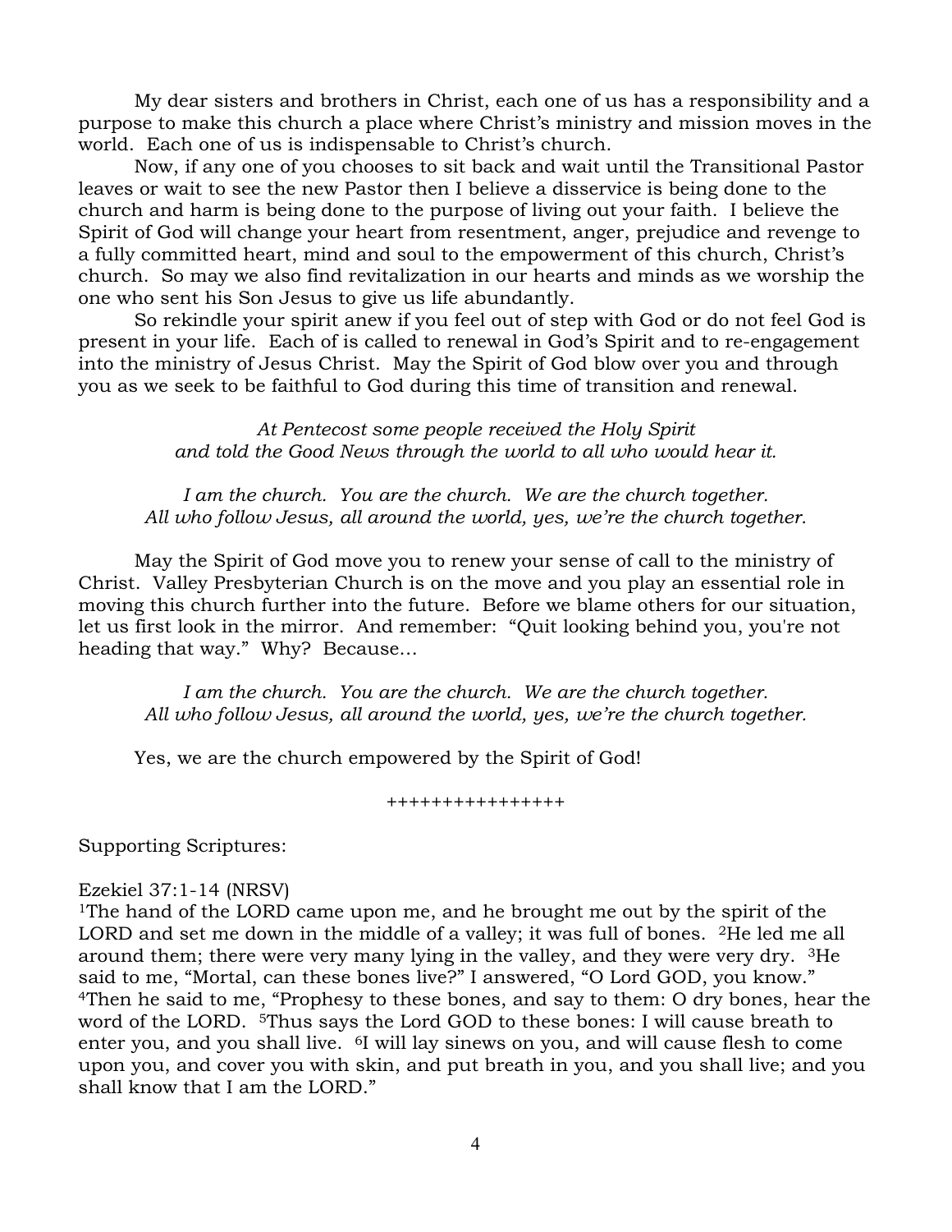My dear sisters and brothers in Christ, each one of us has a responsibility and a purpose to make this church a place where Christ's ministry and mission moves in the world. Each one of us is indispensable to Christ's church.

Now, if any one of you chooses to sit back and wait until the Transitional Pastor leaves or wait to see the new Pastor then I believe a disservice is being done to the church and harm is being done to the purpose of living out your faith. I believe the Spirit of God will change your heart from resentment, anger, prejudice and revenge to a fully committed heart, mind and soul to the empowerment of this church, Christ's church. So may we also find revitalization in our hearts and minds as we worship the one who sent his Son Jesus to give us life abundantly.

So rekindle your spirit anew if you feel out of step with God or do not feel God is present in your life. Each of is called to renewal in God's Spirit and to re-engagement into the ministry of Jesus Christ. May the Spirit of God blow over you and through you as we seek to be faithful to God during this time of transition and renewal.

*At Pentecost some people received the Holy Spirit*
*and told the Good News through the world to all who would hear it.*

*I am the church. You are the church. We are the church together.*
*All who follow Jesus, all around the world, yes, we're the church together.*

May the Spirit of God move you to renew your sense of call to the ministry of Christ. Valley Presbyterian Church is on the move and you play an essential role in moving this church further into the future. Before we blame others for our situation, let us first look in the mirror. And remember: "Quit looking behind you, you're not heading that way." Why? Because…

*I am the church. You are the church. We are the church together.*
*All who follow Jesus, all around the world, yes, we're the church together.*

Yes, we are the church empowered by the Spirit of God!

++++++++++++++++

Supporting Scriptures:

Ezekiel 37:1-14 (NRSV)
[1]The hand of the LORD came upon me, and he brought me out by the spirit of the LORD and set me down in the middle of a valley; it was full of bones. [2]He led me all around them; there were very many lying in the valley, and they were very dry. [3]He said to me, "Mortal, can these bones live?" I answered, "O Lord GOD, you know." [4]Then he said to me, "Prophesy to these bones, and say to them: O dry bones, hear the word of the LORD. [5]Thus says the Lord GOD to these bones: I will cause breath to enter you, and you shall live. [6]I will lay sinews on you, and will cause flesh to come upon you, and cover you with skin, and put breath in you, and you shall live; and you shall know that I am the LORD."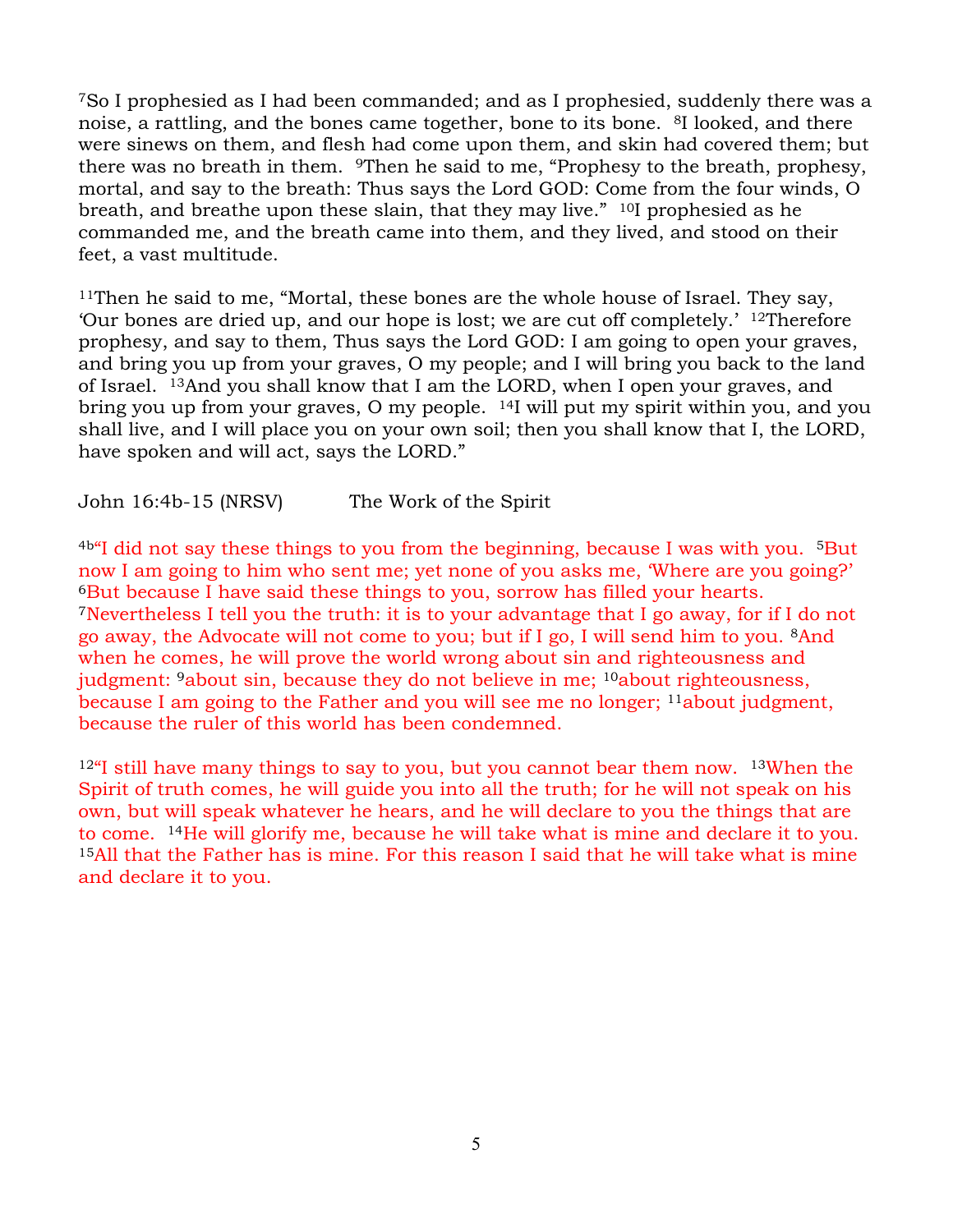[7]So I prophesied as I had been commanded; and as I prophesied, suddenly there was a noise, a rattling, and the bones came together, bone to its bone. [8]I looked, and there were sinews on them, and flesh had come upon them, and skin had covered them; but there was no breath in them. [9]Then he said to me, "Prophesy to the breath, prophesy, mortal, and say to the breath: Thus says the Lord GOD: Come from the four winds, O breath, and breathe upon these slain, that they may live." [10]I prophesied as he commanded me, and the breath came into them, and they lived, and stood on their feet, a vast multitude.

[11]Then he said to me, "Mortal, these bones are the whole house of Israel. They say, 'Our bones are dried up, and our hope is lost; we are cut off completely.' [12]Therefore prophesy, and say to them, Thus says the Lord GOD: I am going to open your graves, and bring you up from your graves, O my people; and I will bring you back to the land of Israel. [13]And you shall know that I am the LORD, when I open your graves, and bring you up from your graves, O my people. [14]I will put my spirit within you, and you shall live, and I will place you on your own soil; then you shall know that I, the LORD, have spoken and will act, says the LORD."

John 16:4b-15 (NRSV) The Work of the Spirit

[4b]"I did not say these things to you from the beginning, because I was with you. [5]But now I am going to him who sent me; yet none of you asks me, 'Where are you going?' [6]But because I have said these things to you, sorrow has filled your hearts. [7]Nevertheless I tell you the truth: it is to your advantage that I go away, for if I do not go away, the Advocate will not come to you; but if I go, I will send him to you. [8]And when he comes, he will prove the world wrong about sin and righteousness and judgment: [9]about sin, because they do not believe in me; [10]about righteousness, because I am going to the Father and you will see me no longer; [11]about judgment, because the ruler of this world has been condemned.

[12]"I still have many things to say to you, but you cannot bear them now. [13]When the Spirit of truth comes, he will guide you into all the truth; for he will not speak on his own, but will speak whatever he hears, and he will declare to you the things that are to come. [14]He will glorify me, because he will take what is mine and declare it to you. [15]All that the Father has is mine. For this reason I said that he will take what is mine and declare it to you.